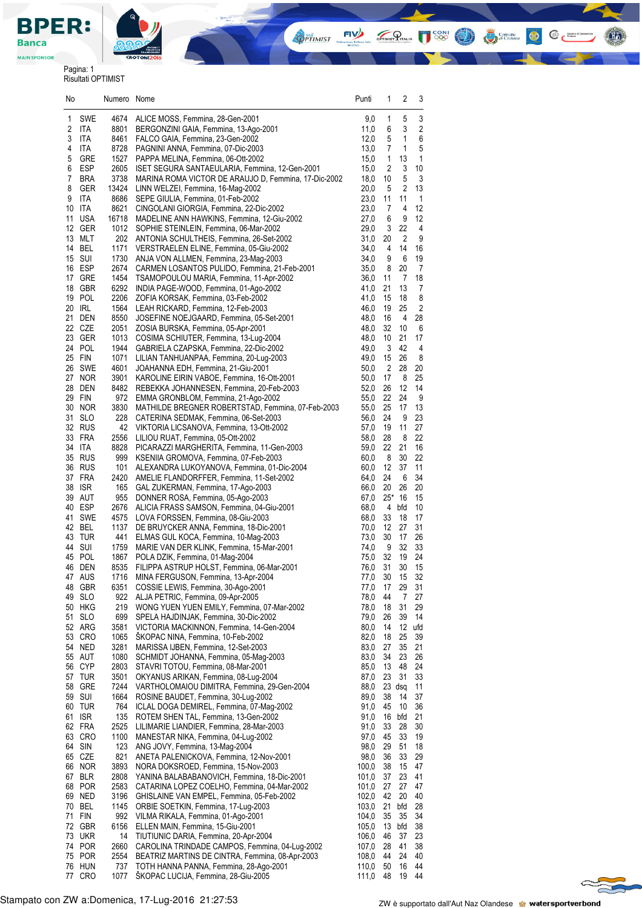Pagina: 1
Risultati OPTIMIST

| No | | Numero | Nome | Punti | 1 | 2 | 3 |
|---|---|---|---|---|---|---|---|
| 1 | SWE | 4674 | ALICE MOSS, Femmina, 28-Gen-2001 | 9,0 | 1 | 5 | 3 |
| 2 | ITA | 8801 | BERGONZINI GAIA, Femmina, 13-Ago-2001 | 11,0 | 6 | 3 | 2 |
| 3 | ITA | 8461 | FALCO GAIA, Femmina, 23-Gen-2002 | 12,0 | 5 | 1 | 6 |
| 4 | ITA | 8728 | PAGNINI ANNA, Femmina, 07-Dic-2003 | 13,0 | 7 | 1 | 5 |
| 5 | GRE | 1527 | PAPPA MELINA, Femmina, 06-Ott-2002 | 15,0 | 1 | 13 | 1 |
| 6 | ESP | 2605 | ISET SEGURA SANTAEULARIA, Femmina, 12-Gen-2001 | 15,0 | 2 | 3 | 10 |
| 7 | BRA | 3738 | MARINA ROMA VICTOR DE ARAUJO D, Femmina, 17-Dic-2002 | 18,0 | 10 | 5 | 3 |
| 8 | GER | 13424 | LINN WELZEI, Femmina, 16-Mag-2002 | 20,0 | 5 | 2 | 13 |
| 9 | ITA | 8686 | SEPE GIULIA, Femmina, 01-Feb-2002 | 23,0 | 11 | 11 | 1 |
| 10 | ITA | 8621 | CINGOLANI GIORGIA, Femmina, 22-Dic-2002 | 23,0 | 7 | 4 | 12 |
| 11 | USA | 16718 | MADELINE ANN HAWKINS, Femmina, 12-Giu-2002 | 27,0 | 6 | 9 | 12 |
| 12 | GER | 1012 | SOPHIE STEINLEIN, Femmina, 06-Mar-2002 | 29,0 | 3 | 22 | 4 |
| 13 | MLT | 202 | ANTONIA SCHULTHEIS, Femmina, 26-Set-2002 | 31,0 | 20 | 2 | 9 |
| 14 | BEL | 1171 | VERSTRAELEN ELINE, Femmina, 05-Giu-2002 | 34,0 | 4 | 14 | 16 |
| 15 | SUI | 1730 | ANJA VON ALLMEN, Femmina, 23-Mag-2003 | 34,0 | 9 | 6 | 19 |
| 16 | ESP | 2674 | CARMEN LOSANTOS PULIDO, Femmina, 21-Feb-2001 | 35,0 | 8 | 20 | 7 |
| 17 | GRE | 1454 | TSAMOPOULOU MARIA, Femmina, 11-Apr-2002 | 36,0 | 11 | 7 | 18 |
| 18 | GBR | 6292 | INDIA PAGE-WOOD, Femmina, 01-Ago-2002 | 41,0 | 21 | 13 | 7 |
| 19 | POL | 2206 | ZOFIA KORSAK, Femmina, 03-Feb-2002 | 41,0 | 15 | 18 | 8 |
| 20 | IRL | 1564 | LEAH RICKARD, Femmina, 12-Feb-2003 | 46,0 | 19 | 25 | 2 |
| 21 | DEN | 8550 | JOSEFINE NOEJGAARD, Femmina, 05-Set-2001 | 48,0 | 16 | 4 | 28 |
| 22 | CZE | 2051 | ZOSIA BURSKA, Femmina, 05-Apr-2001 | 48,0 | 32 | 10 | 6 |
| 23 | GER | 1013 | COSIMA SCHIUTER, Femmina, 13-Lug-2004 | 48,0 | 10 | 21 | 17 |
| 24 | POL | 1944 | GABRIELA CZAPSKA, Femmina, 22-Dic-2002 | 49,0 | 3 | 42 | 4 |
| 25 | FIN | 1071 | LILIAN TANHUANPAA, Femmina, 20-Lug-2003 | 49,0 | 15 | 26 | 8 |
| 26 | SWE | 4601 | JOAHANNA EDH, Femmina, 21-Giu-2001 | 50,0 | 2 | 28 | 20 |
| 27 | NOR | 3901 | KAROLINE EIRIN VABOE, Femmina, 16-Ott-2001 | 50,0 | 17 | 8 | 25 |
| 28 | DEN | 8482 | REBEKKA JOHANNESEN, Femmina, 20-Feb-2003 | 52,0 | 26 | 12 | 14 |
| 29 | FIN | 972 | EMMA GRONBLOM, Femmina, 21-Ago-2002 | 55,0 | 22 | 24 | 9 |
| 30 | NOR | 3830 | MATHILDE BREGNER ROBERTSTAD, Femmina, 07-Feb-2003 | 55,0 | 25 | 17 | 13 |
| 31 | SLO | 228 | CATERINA SEDMAK, Femmina, 06-Set-2003 | 56,0 | 24 | 9 | 23 |
| 32 | RUS | 42 | VIKTORIA LICSANOVA, Femmina, 13-Ott-2002 | 57,0 | 19 | 11 | 27 |
| 33 | FRA | 2556 | LILIOU RUAT, Femmina, 05-Ott-2002 | 58,0 | 28 | 8 | 22 |
| 34 | ITA | 8828 | PICARAZZI MARGHERITA, Femmina, 11-Gen-2003 | 59,0 | 22 | 21 | 16 |
| 35 | RUS | 999 | KSENIIA GROMOVA, Femmina, 07-Feb-2003 | 60,0 | 8 | 30 | 22 |
| 36 | RUS | 101 | ALEXANDRA LUKOYANOVA, Femmina, 01-Dic-2004 | 60,0 | 12 | 37 | 11 |
| 37 | FRA | 2420 | AMELIE FLANDORFFER, Femmina, 11-Set-2002 | 64,0 | 24 | 6 | 34 |
| 38 | ISR | 165 | GAL ZUKERMAN, Femmina, 17-Ago-2003 | 66,0 | 20 | 26 | 20 |
| 39 | AUT | 955 | DONNER ROSA, Femmina, 05-Ago-2003 | 67,0 | 25* | 16 | 15 |
| 40 | ESP | 2676 | ALICIA FRASS SAMSON, Femmina, 04-Giu-2001 | 68,0 | 4 | bfd | 10 |
| 41 | SWE | 4575 | LOVA FORSSEN, Femmina, 08-Giu-2003 | 68,0 | 33 | 18 | 17 |
| 42 | BEL | 1137 | DE BRUYCKER ANNA, Femmina, 18-Dic-2001 | 70,0 | 12 | 27 | 31 |
| 43 | TUR | 441 | ELMAS GUL KOCA, Femmina, 10-Mag-2003 | 73,0 | 30 | 17 | 26 |
| 44 | SUI | 1759 | MARIE VAN DER KLINK, Femmina, 15-Mar-2001 | 74,0 | 9 | 32 | 33 |
| 45 | POL | 1867 | POLA DZIK, Femmina, 01-Mag-2004 | 75,0 | 32 | 19 | 24 |
| 46 | DEN | 8535 | FILIPPA ASTRUP HOLST, Femmina, 06-Mar-2001 | 76,0 | 31 | 30 | 15 |
| 47 | AUS | 1716 | MINA FERGUSON, Femmina, 13-Apr-2004 | 77,0 | 30 | 15 | 32 |
| 48 | GBR | 6351 | COSSIE LEWIS, Femmina, 30-Ago-2001 | 77,0 | 17 | 29 | 31 |
| 49 | SLO | 922 | ALJA PETRIC, Femmina, 09-Apr-2005 | 78,0 | 44 | 7 | 27 |
| 50 | HKG | 219 | WONG YUEN YUEN EMILY, Femmina, 07-Mar-2002 | 78,0 | 18 | 31 | 29 |
| 51 | SLO | 699 | SPELA HAJDINJAK, Femmina, 30-Dic-2002 | 79,0 | 26 | 39 | 14 |
| 52 | ARG | 3581 | VICTORIA MACKINNON, Femmina, 14-Gen-2004 | 80,0 | 14 | 12 | ufd |
| 53 | CRO | 1065 | ŠKOPAC NINA, Femmina, 10-Feb-2002 | 82,0 | 18 | 25 | 39 |
| 54 | NED | 3281 | MARISSA IJBEN, Femmina, 12-Set-2003 | 83,0 | 27 | 35 | 21 |
| 55 | AUT | 1080 | SCHMIDT JOHANNA, Femmina, 05-Mag-2003 | 83,0 | 34 | 23 | 26 |
| 56 | CYP | 2803 | STAVRI TOTOU, Femmina, 08-Mar-2001 | 85,0 | 13 | 48 | 24 |
| 57 | TUR | 3501 | OKYANUS ARIKAN, Femmina, 08-Lug-2004 | 87,0 | 23 | 31 | 33 |
| 58 | GRE | 7244 | VARTHOLOMAIOU DIMITRA, Femmina, 29-Gen-2004 | 88,0 | 23 | dsq | 11 |
| 59 | SUI | 1664 | ROSINE BAUDET, Femmina, 30-Lug-2002 | 89,0 | 38 | 14 | 37 |
| 60 | TUR | 764 | ICLAL DOGA DEMIREL, Femmina, 07-Mag-2002 | 91,0 | 45 | 10 | 36 |
| 61 | ISR | 135 | ROTEM SHEN TAL, Femmina, 13-Gen-2002 | 91,0 | 16 | bfd | 21 |
| 62 | FRA | 2525 | LILIMARIE LIANDIER, Femmina, 28-Mar-2003 | 91,0 | 33 | 28 | 30 |
| 63 | CRO | 1100 | MANESTAR NIKA, Femmina, 04-Lug-2002 | 97,0 | 45 | 33 | 19 |
| 64 | SIN | 123 | ANG JOVY, Femmina, 13-Mag-2004 | 98,0 | 29 | 51 | 18 |
| 65 | CZE | 821 | ANETA PALENICKOVA, Femmina, 12-Nov-2001 | 98,0 | 36 | 33 | 29 |
| 66 | NOR | 3893 | NORA DOKSROED, Femmina, 15-Nov-2003 | 100,0 | 38 | 15 | 47 |
| 67 | BLR | 2808 | YANINA BALABABANOVICH, Femmina, 18-Dic-2001 | 101,0 | 37 | 23 | 41 |
| 68 | POR | 2583 | CATARINA LOPEZ COELHO, Femmina, 04-Mar-2002 | 101,0 | 27 | 27 | 47 |
| 69 | NED | 3196 | GHISLAINE VAN EMPEL, Femmina, 05-Feb-2002 | 102,0 | 42 | 20 | 40 |
| 70 | BEL | 1145 | ORBIE SOETKIN, Femmina, 17-Lug-2003 | 103,0 | 21 | bfd | 28 |
| 71 | FIN | 992 | VILMA RIKALA, Femmina, 01-Ago-2001 | 104,0 | 35 | 35 | 34 |
| 72 | GBR | 6156 | ELLEN MAIN, Femmina, 15-Giu-2001 | 105,0 | 13 | bfd | 38 |
| 73 | UKR | 14 | TIUTIUNIC DARIA, Femmina, 20-Apr-2004 | 106,0 | 46 | 37 | 23 |
| 74 | POR | 2660 | CAROLINA TRINDADE CAMPOS, Femmina, 04-Lug-2002 | 107,0 | 28 | 41 | 38 |
| 75 | POR | 2554 | BEATRIZ MARTINS DE CINTRA, Femmina, 08-Apr-2003 | 108,0 | 44 | 24 | 40 |
| 76 | HUN | 737 | TOTH HANNA PANNA, Femmina, 28-Ago-2001 | 110,0 | 50 | 16 | 44 |
| 77 | CRO | 1077 | ŠKOPAC LUCIJA, Femmina, 28-Giu-2005 | 111,0 | 48 | 19 | 44 |

Stampato con ZW a:Domenica, 17-Lug-2016 21:27:53

ZW è supportato dall'Aut Naz Olandese watersportverbond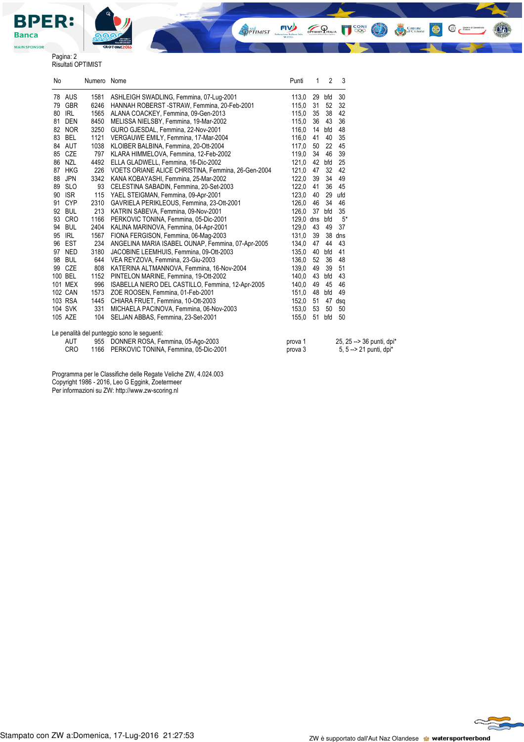Pagina: 2
Risultati OPTIMIST

| No | | Numero | Nome | Punti | 1 | 2 | 3 |
|---|---|---|---|---|---|---|---|
| 78 | AUS | 1581 | ASHLEIGH SWADLING, Femmina, 07-Lug-2001 | 113,0 | 29 | bfd | 30 |
| 79 | GBR | 6246 | HANNAH ROBERT -STRAW, Femmina, 20-Feb-2001 | 115,0 | 31 | 52 | 32 |
| 80 | IRL | 1565 | ALANA COACKEY, Femmina, 09-Gen-2013 | 115,0 | 35 | 38 | 42 |
| 81 | DEN | 8450 | MELISSA NIELSBY, Femmina, 19-Mar-2002 | 115,0 | 36 | 43 | 36 |
| 82 | NOR | 3250 | GURO GJESDAL, Femmina, 22-Nov-2001 | 116,0 | 14 | bfd | 48 |
| 83 | BEL | 1121 | VERGAUWE EMILY, Femmina, 17-Mar-2004 | 116,0 | 41 | 40 | 35 |
| 84 | AUT | 1038 | KLOIBER BALBINA, Femmina, 20-Ott-2004 | 117,0 | 50 | 22 | 45 |
| 85 | CZE | 797 | KLARA HIMMELOVA, Femmina, 12-Feb-2002 | 119,0 | 34 | 46 | 39 |
| 86 | NZL | 4492 | ELLA GLADWELL, Femmina, 16-Dic-2002 | 121,0 | 42 | bfd | 25 |
| 87 | HKG | 226 | VOETS ORIANE ALICE CHRISTINA, Femmina, 26-Gen-2004 | 121,0 | 47 | 32 | 42 |
| 88 | JPN | 3342 | KANA KOBAYASHI, Femmina, 25-Mar-2002 | 122,0 | 39 | 34 | 49 |
| 89 | SLO | 93 | CELESTINA SABADIN, Femmina, 20-Set-2003 | 122,0 | 41 | 36 | 45 |
| 90 | ISR | 115 | YAEL STEIGMAN, Femmina, 09-Apr-2001 | 123,0 | 40 | 29 | ufd |
| 91 | CYP | 2310 | GAVRIELA PERIKLEOUS, Femmina, 23-Ott-2001 | 126,0 | 46 | 34 | 46 |
| 92 | BUL | 213 | KATRIN SABEVA, Femmina, 09-Nov-2001 | 126,0 | 37 | bfd | 35 |
| 93 | CRO | 1166 | PERKOVIC TONINA, Femmina, 05-Dic-2001 | 129,0 | dns | bfd | 5* |
| 94 | BUL | 2404 | KALINA MARINOVA, Femmina, 04-Apr-2001 | 129,0 | 43 | 49 | 37 |
| 95 | IRL | 1567 | FIONA FERGISON, Femmina, 06-Mag-2003 | 131,0 | 39 | 38 | dns |
| 96 | EST | 234 | ANGELINA MARIA ISABEL OUNAP, Femmina, 07-Apr-2005 | 134,0 | 47 | 44 | 43 |
| 97 | NED | 3180 | JACOBINE LEEMHUIS, Femmina, 09-Ott-2003 | 135,0 | 40 | bfd | 41 |
| 98 | BUL | 644 | VEA REYZOVA, Femmina, 23-Giu-2003 | 136,0 | 52 | 36 | 48 |
| 99 | CZE | 808 | KATERINA ALTMANNOVA, Femmina, 16-Nov-2004 | 139,0 | 49 | 39 | 51 |
| 100 | BEL | 1152 | PINTELON MARINE, Femmina, 19-Ott-2002 | 140,0 | 43 | bfd | 43 |
| 101 | MEX | 996 | ISABELLA NIERO DEL CASTILLO, Femmina, 12-Apr-2005 | 140,0 | 49 | 45 | 46 |
| 102 | CAN | 1573 | ZOE ROOSEN, Femmina, 01-Feb-2001 | 151,0 | 48 | bfd | 49 |
| 103 | RSA | 1445 | CHIARA FRUET, Femmina, 10-Ott-2003 | 152,0 | 51 | 47 | dsq |
| 104 | SVK | 331 | MICHAELA PACINOVA, Femmina, 06-Nov-2003 | 153,0 | 53 | 50 | 50 |
| 105 | AZE | 104 | SELJAN ABBAS, Femmina, 23-Set-2001 | 155,0 | 51 | bfd | 50 |

Le penalità del punteggio sono le seguenti:

| | | | | |
|---|---|---|---|---|
| AUT | 955 | DONNER ROSA, Femmina, 05-Ago-2003 | prova 1 | 25, 25 --> 36 punti, dpi* |
| CRO | 1166 | PERKOVIC TONINA, Femmina, 05-Dic-2001 | prova 3 | 5, 5 --> 21 punti, dpi* |

Programma per le Classifiche delle Regate Veliche ZW, 4.024.003
Copyright 1986 - 2016, Leo G Eggink, Zoetermeer
Per informazioni su ZW: http://www.zw-scoring.nl

Stampato con ZW a:Domenica, 17-Lug-2016 21:27:53

ZW è supportato dall'Aut Naz Olandese watersportverbond